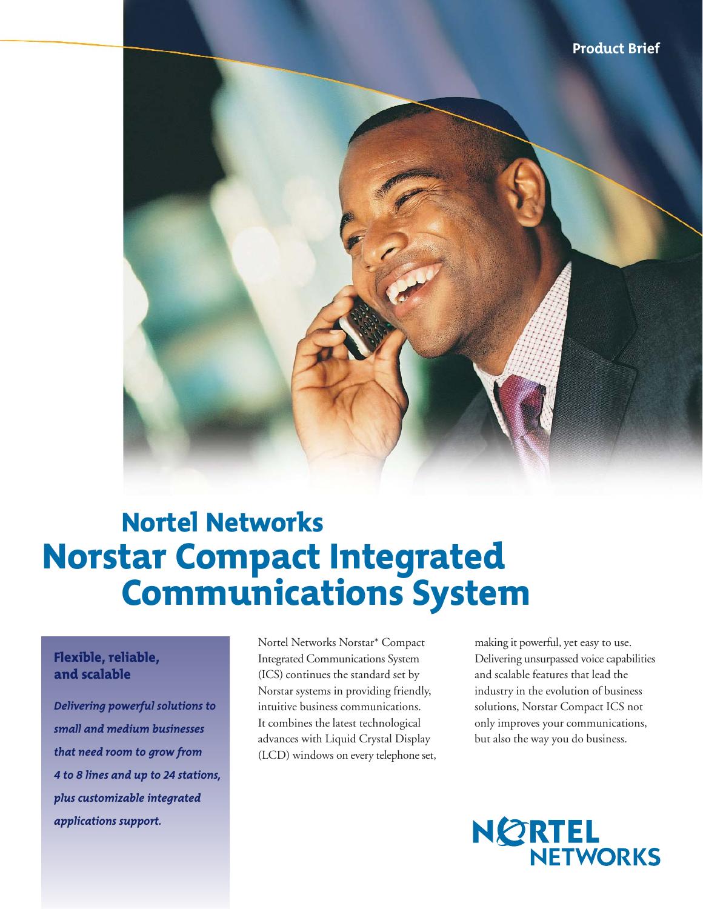Product Brief

# Nortel Networks
# Norstar Compact Integrated Communications System

## Flexible, reliable, and scalable

***Delivering powerful solutions to small and medium businesses that need room to grow from 4 to 8 lines and up to 24 stations, plus customizable integrated applications support.***

Nortel Networks Norstar* Compact Integrated Communications System (ICS) continues the standard set by Norstar systems in providing friendly, intuitive business communications. It combines the latest technological advances with Liquid Crystal Display (LCD) windows on every telephone set, making it powerful, yet easy to use. Delivering unsurpassed voice capabilities and scalable features that lead the industry in the evolution of business solutions, Norstar Compact ICS not only improves your communications, but also the way you do business.

NORTEL NETWORKS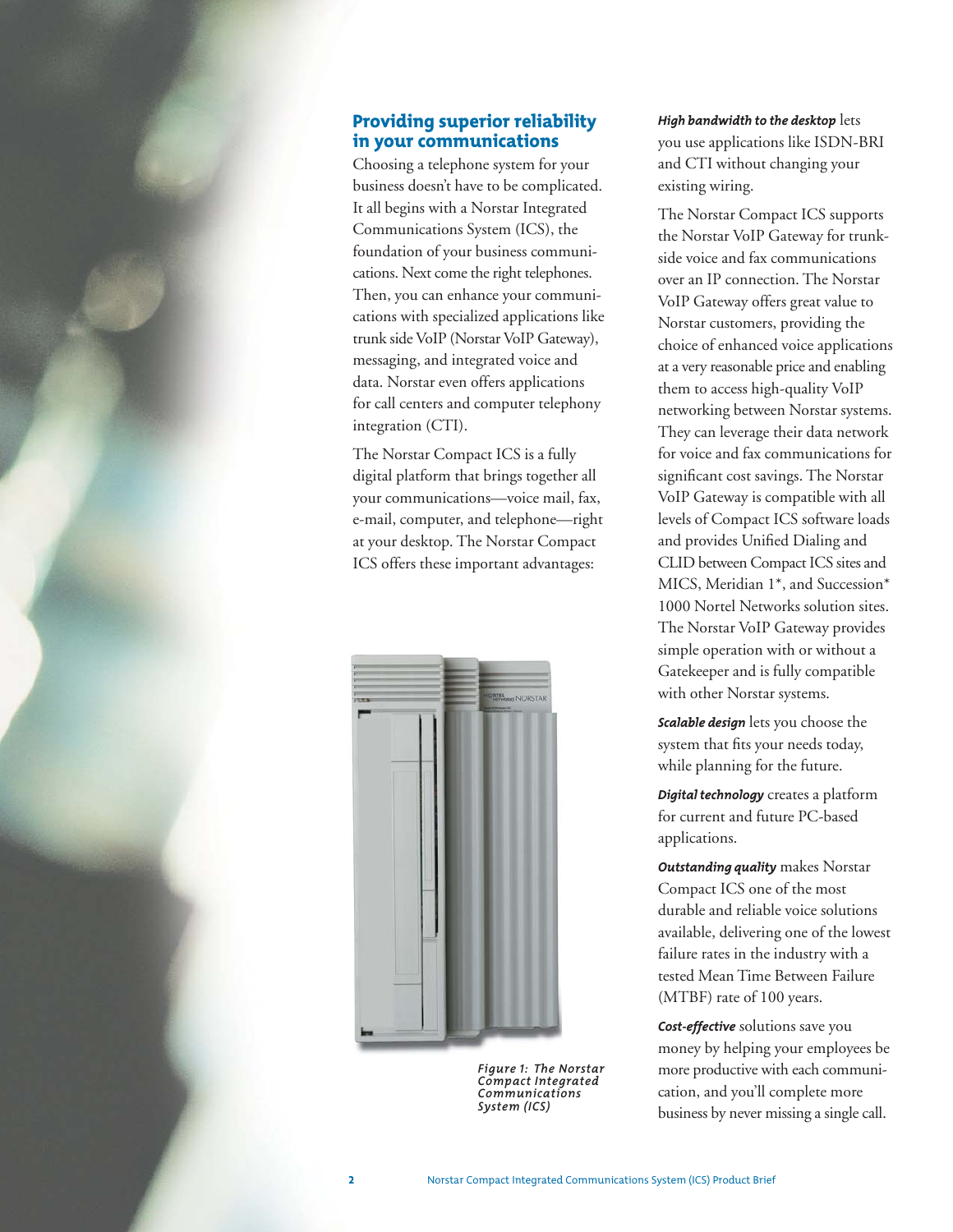## Providing superior reliability in your communications

Choosing a telephone system for your business doesn't have to be complicated. It all begins with a Norstar Integrated Communications System (ICS), the foundation of your business communications. Next come the right telephones. Then, you can enhance your communications with specialized applications like trunk side VoIP (Norstar VoIP Gateway), messaging, and integrated voice and data. Norstar even offers applications for call centers and computer telephony integration (CTI).

The Norstar Compact ICS is a fully digital platform that brings together all your communications—voice mail, fax, e-mail, computer, and telephone—right at your desktop. The Norstar Compact ICS offers these important advantages:

*Figure 1: The Norstar Compact Integrated Communications System (ICS)*

***High bandwidth to the desktop*** lets you use applications like ISDN-BRI and CTI without changing your existing wiring.

The Norstar Compact ICS supports the Norstar VoIP Gateway for trunk-side voice and fax communications over an IP connection. The Norstar VoIP Gateway offers great value to Norstar customers, providing the choice of enhanced voice applications at a very reasonable price and enabling them to access high-quality VoIP networking between Norstar systems. They can leverage their data network for voice and fax communications for significant cost savings. The Norstar VoIP Gateway is compatible with all levels of Compact ICS software loads and provides Unified Dialing and CLID between Compact ICS sites and MICS, Meridian 1*, and Succession* 1000 Nortel Networks solution sites. The Norstar VoIP Gateway provides simple operation with or without a Gatekeeper and is fully compatible with other Norstar systems.

***Scalable design*** lets you choose the system that fits your needs today, while planning for the future.

***Digital technology*** creates a platform for current and future PC-based applications.

***Outstanding quality*** makes Norstar Compact ICS one of the most durable and reliable voice solutions available, delivering one of the lowest failure rates in the industry with a tested Mean Time Between Failure (MTBF) rate of 100 years.

***Cost-effective*** solutions save you money by helping your employees be more productive with each communication, and you'll complete more business by never missing a single call.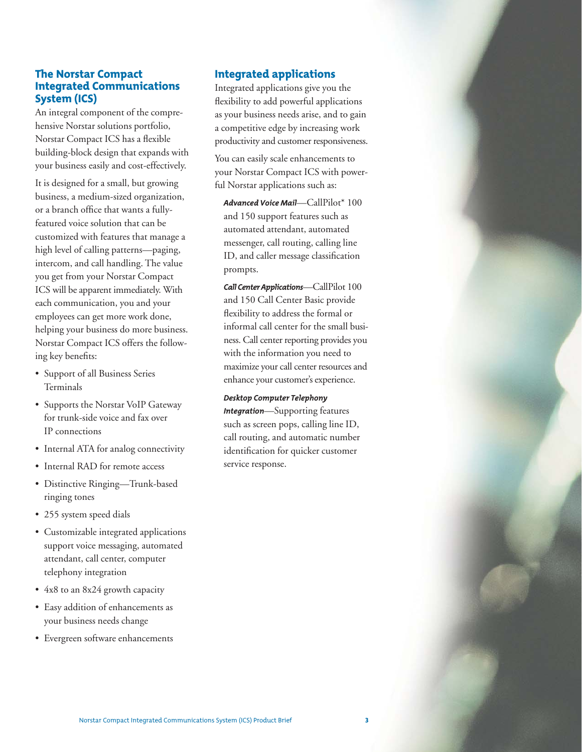## The Norstar Compact Integrated Communications System (ICS)

An integral component of the comprehensive Norstar solutions portfolio, Norstar Compact ICS has a flexible building-block design that expands with your business easily and cost-effectively.

It is designed for a small, but growing business, a medium-sized organization, or a branch office that wants a fully-featured voice solution that can be customized with features that manage a high level of calling patterns—paging, intercom, and call handling. The value you get from your Norstar Compact ICS will be apparent immediately. With each communication, you and your employees can get more work done, helping your business do more business. Norstar Compact ICS offers the following key benefits:

- Support of all Business Series Terminals
- Supports the Norstar VoIP Gateway for trunk-side voice and fax over IP connections
- Internal ATA for analog connectivity
- Internal RAD for remote access
- Distinctive Ringing—Trunk-based ringing tones
- 255 system speed dials
- Customizable integrated applications support voice messaging, automated attendant, call center, computer telephony integration
- 4x8 to an 8x24 growth capacity
- Easy addition of enhancements as your business needs change
- Evergreen software enhancements

## Integrated applications

Integrated applications give you the flexibility to add powerful applications as your business needs arise, and to gain a competitive edge by increasing work productivity and customer responsiveness.

You can easily scale enhancements to your Norstar Compact ICS with powerful Norstar applications such as:

***Advanced Voice Mail***—CallPilot* 100 and 150 support features such as automated attendant, automated messenger, call routing, calling line ID, and caller message classification prompts.

***Call Center Applications***—CallPilot 100 and 150 Call Center Basic provide flexibility to address the formal or informal call center for the small business. Call center reporting provides you with the information you need to maximize your call center resources and enhance your customer's experience.

***Desktop Computer Telephony Integration***—Supporting features such as screen pops, calling line ID, call routing, and automatic number identification for quicker customer service response.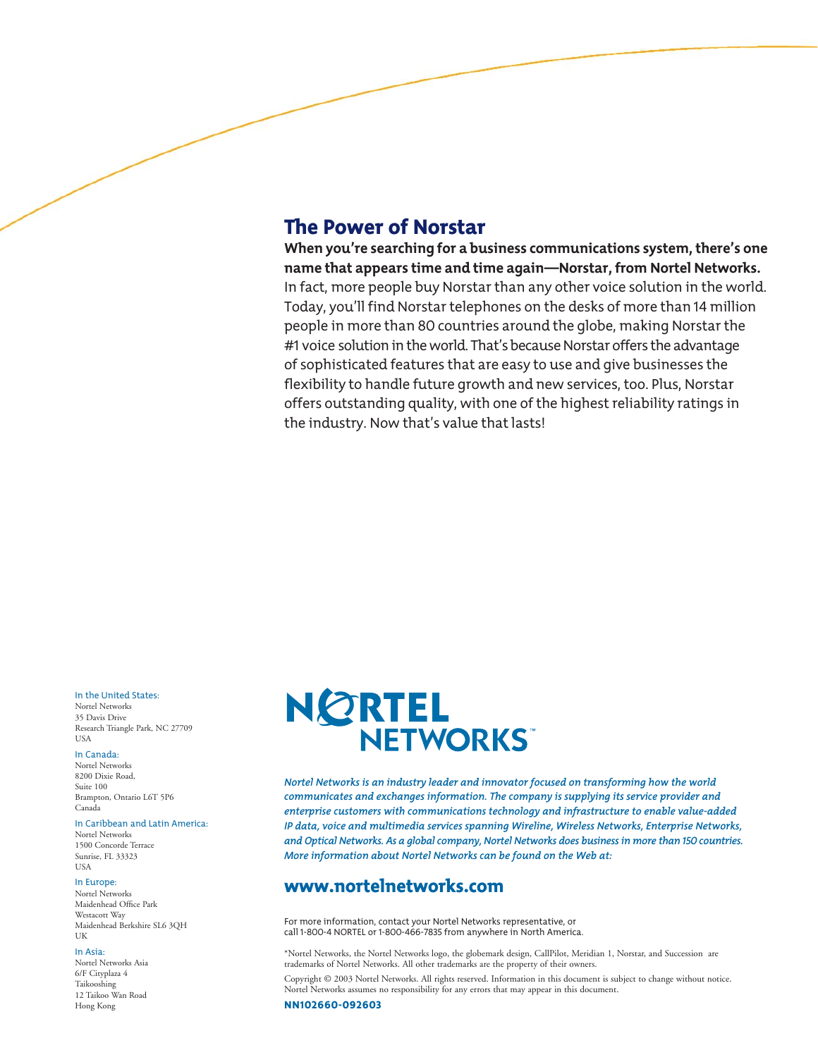## The Power of Norstar

**When you're searching for a business communications system, there's one name that appears time and time again—Norstar, from Nortel Networks.** In fact, more people buy Norstar than any other voice solution in the world. Today, you'll find Norstar telephones on the desks of more than 14 million people in more than 80 countries around the globe, making Norstar the #1 voice solution in the world. That's because Norstar offers the advantage of sophisticated features that are easy to use and give businesses the flexibility to handle future growth and new services, too. Plus, Norstar offers outstanding quality, with one of the highest reliability ratings in the industry. Now that's value that lasts!

In the United States:
Nortel Networks
35 Davis Drive
Research Triangle Park, NC 27709
USA

In Canada:
Nortel Networks
8200 Dixie Road,
Suite 100
Brampton, Ontario L6T 5P6
Canada

In Caribbean and Latin America:
Nortel Networks
1500 Concorde Terrace
Sunrise, FL 33323
USA

In Europe:
Nortel Networks
Maidenhead Office Park
Westacott Way
Maidenhead Berkshire SL6 3QH
UK

In Asia:
Nortel Networks Asia
6/F Cityplaza 4
Taikooshing
12 Taikoo Wan Road
Hong Kong

NORTEL NETWORKS™

*Nortel Networks is an industry leader and innovator focused on transforming how the world communicates and exchanges information. The company is supplying its service provider and enterprise customers with communications technology and infrastructure to enable value-added IP data, voice and multimedia services spanning Wireline, Wireless Networks, Enterprise Networks, and Optical Networks. As a global company, Nortel Networks does business in more than 150 countries. More information about Nortel Networks can be found on the Web at:*

**www.nortelnetworks.com**

For more information, contact your Nortel Networks representative, or call 1-800-4 NORTEL or 1-800-466-7835 from anywhere in North America.

*Nortel Networks, the Nortel Networks logo, the globemark design, CallPilot, Meridian 1, Norstar, and Succession are trademarks of Nortel Networks. All other trademarks are the property of their owners.

Copyright © 2003 Nortel Networks. All rights reserved. Information in this document is subject to change without notice. Nortel Networks assumes no responsibility for any errors that may appear in this document.

**NN102660-092603**